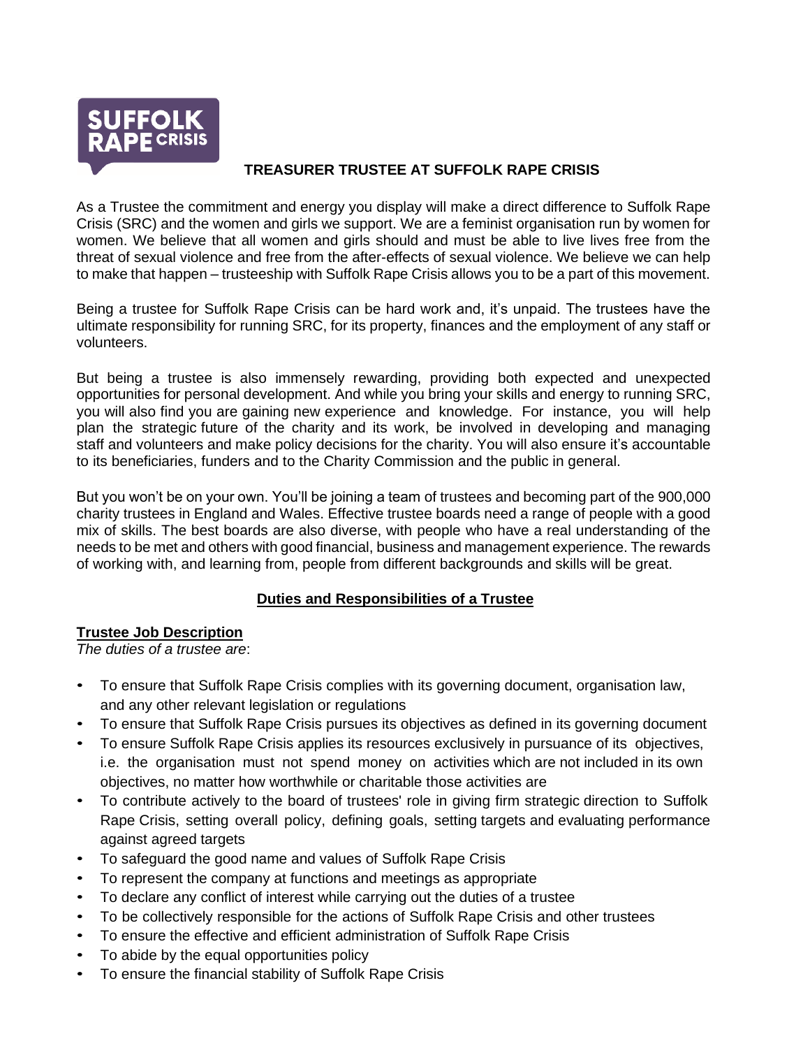# TREASURER TRUSTEE AT SUFFOLK RAPE CRISIS

As a Trustee the commitment and energy you display will make a direct difference to Suffolk Rape Crisis (SRC) and the women and girls we support. We are a feminist organisation run by women for women. We believe that all women and girls should and must be able to live lives free from the threat of sexual violence and free from the after-effects of sexual violence. We believe we can help to make that happen – trusteeship with Suffolk Rape Crisis allows you to be a part of this movement.

Being a trustee for Suffolk Rape Crisis can be hard work and, it's unpaid. The trustees have the ultimate responsibility for running SRC, for its property, finances and the employment of any staff or volunteers.

But being a trustee is also immensely rewarding, providing both expected and unexpected opportunities for personal development. And while you bring your skills and energy to running SRC, you will also find you are gaining new experience and knowledge. For instance, you will help plan the strategic future of the charity and its work, be involved in developing and managing staff and volunteers and make policy decisions for the charity. You will also ensure it's accountable to its beneficiaries, funders and to the Charity Commission and the public in general.

But you won't be on your own. You'll be joining a team of trustees and becoming part of the 900,000 charity trustees in England and Wales. Effective trustee boards need a range of people with a good mix of skills. The best boards are also diverse, with people who have a real understanding of the needs to be met and others with good financial, business and management experience. The rewards of working with, and learning from, people from different backgrounds and skills will be great.

## Duties and Responsibilities of a Trustee

### Trustee Job Description

*The duties of a trustee are*:

- To ensure that Suffolk Rape Crisis complies with its governing document, organisation law, and any other relevant legislation or regulations
- To ensure that Suffolk Rape Crisis pursues its objectives as defined in its governing document
- To ensure Suffolk Rape Crisis applies its resources exclusively in pursuance of its objectives, i.e. the organisation must not spend money on activities which are not included in its own objectives, no matter how worthwhile or charitable those activities are
- To contribute actively to the board of trustees' role in giving firm strategic direction to Suffolk Rape Crisis, setting overall policy, defining goals, setting targets and evaluating performance against agreed targets
- To safeguard the good name and values of Suffolk Rape Crisis
- To represent the company at functions and meetings as appropriate
- To declare any conflict of interest while carrying out the duties of a trustee
- To be collectively responsible for the actions of Suffolk Rape Crisis and other trustees
- To ensure the effective and efficient administration of Suffolk Rape Crisis
- To abide by the equal opportunities policy
- To ensure the financial stability of Suffolk Rape Crisis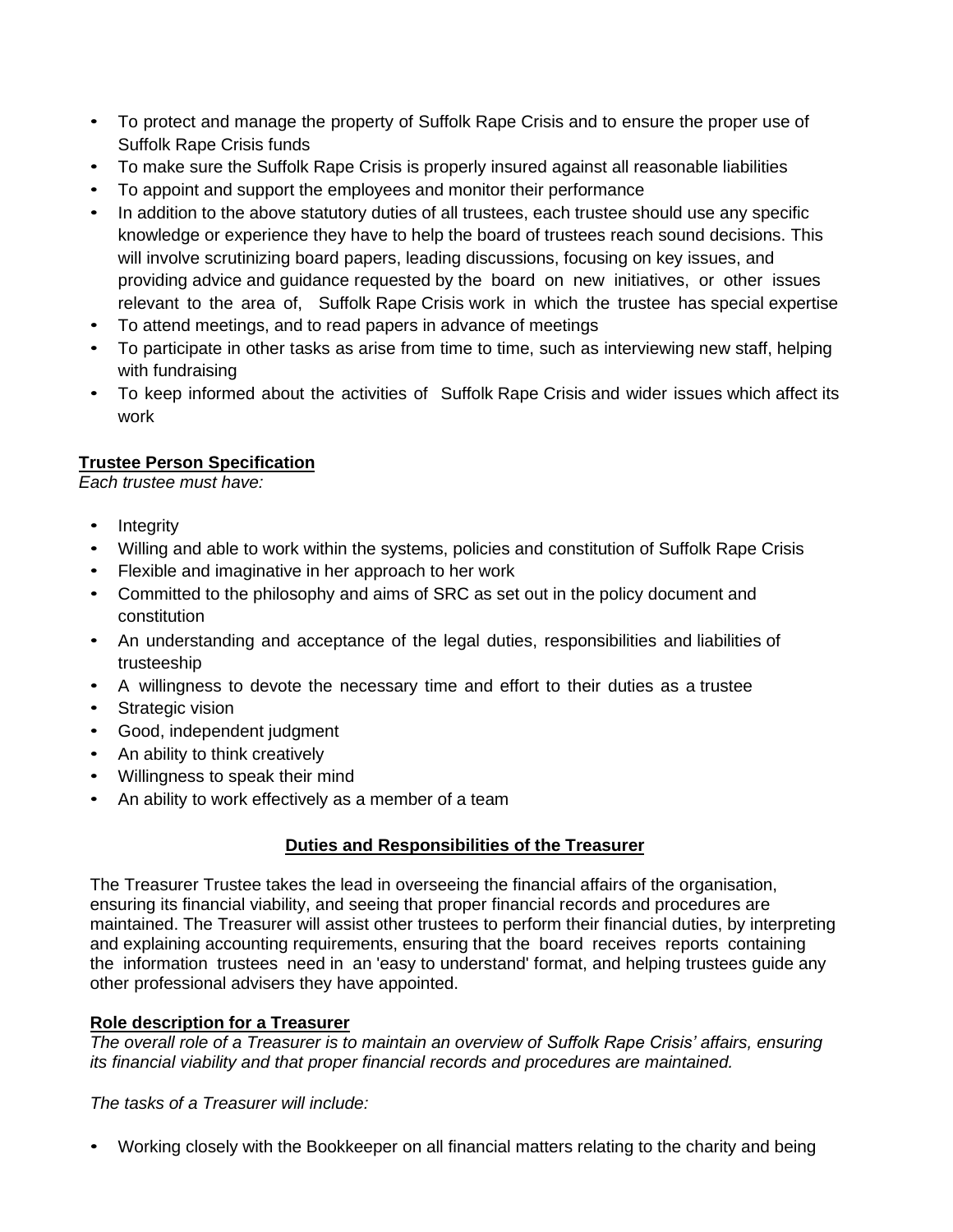- To protect and manage the property of Suffolk Rape Crisis and to ensure the proper use of Suffolk Rape Crisis funds
- To make sure the Suffolk Rape Crisis is properly insured against all reasonable liabilities
- To appoint and support the employees and monitor their performance
- In addition to the above statutory duties of all trustees, each trustee should use any specific knowledge or experience they have to help the board of trustees reach sound decisions. This will involve scrutinizing board papers, leading discussions, focusing on key issues, and providing advice and guidance requested by the board on new initiatives, or other issues relevant to the area of, Suffolk Rape Crisis work in which the trustee has special expertise
- To attend meetings, and to read papers in advance of meetings
- To participate in other tasks as arise from time to time, such as interviewing new staff, helping with fundraising
- To keep informed about the activities of Suffolk Rape Crisis and wider issues which affect its work

**Trustee Person Specification**

*Each trustee must have:*

- Integrity
- Willing and able to work within the systems, policies and constitution of Suffolk Rape Crisis
- Flexible and imaginative in her approach to her work
- Committed to the philosophy and aims of SRC as set out in the policy document and constitution
- An understanding and acceptance of the legal duties, responsibilities and liabilities of trusteeship
- A willingness to devote the necessary time and effort to their duties as a trustee
- Strategic vision
- Good, independent judgment
- An ability to think creatively
- Willingness to speak their mind
- An ability to work effectively as a member of a team

## Duties and Responsibilities of the Treasurer

The Treasurer Trustee takes the lead in overseeing the financial affairs of the organisation, ensuring its financial viability, and seeing that proper financial records and procedures are maintained. The Treasurer will assist other trustees to perform their financial duties, by interpreting and explaining accounting requirements, ensuring that the board receives reports containing the information trustees need in an 'easy to understand' format, and helping trustees guide any other professional advisers they have appointed.

**Role description for a Treasurer**

*The overall role of a Treasurer is to maintain an overview of Suffolk Rape Crisis' affairs, ensuring its financial viability and that proper financial records and procedures are maintained.*

*The tasks of a Treasurer will include:*

- Working closely with the Bookkeeper on all financial matters relating to the charity and being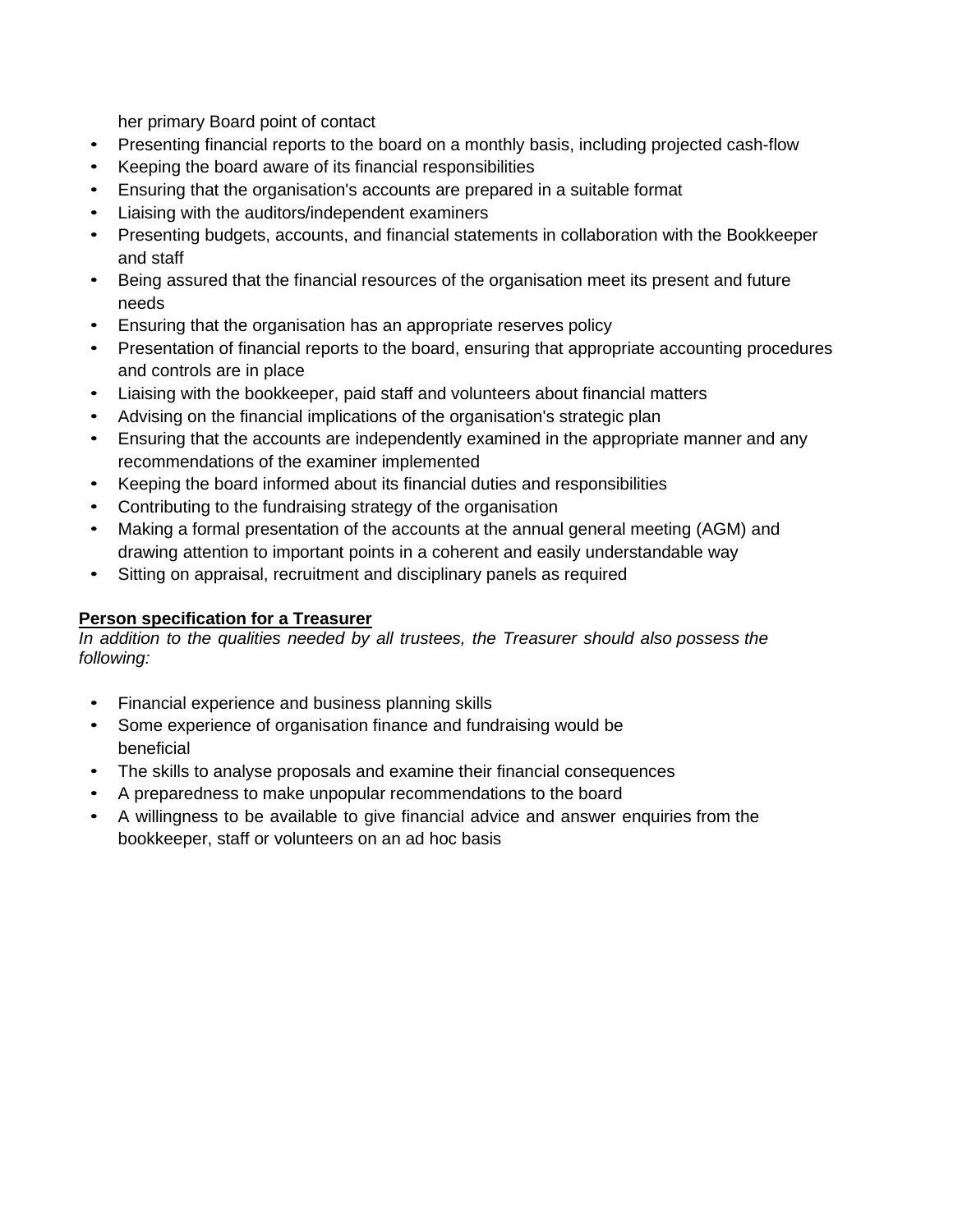her primary Board point of contact

- Presenting financial reports to the board on a monthly basis, including projected cash-flow
- Keeping the board aware of its financial responsibilities
- Ensuring that the organisation's accounts are prepared in a suitable format
- Liaising with the auditors/independent examiners
- Presenting budgets, accounts, and financial statements in collaboration with the Bookkeeper and staff
- Being assured that the financial resources of the organisation meet its present and future needs
- Ensuring that the organisation has an appropriate reserves policy
- Presentation of financial reports to the board, ensuring that appropriate accounting procedures and controls are in place
- Liaising with the bookkeeper, paid staff and volunteers about financial matters
- Advising on the financial implications of the organisation's strategic plan
- Ensuring that the accounts are independently examined in the appropriate manner and any recommendations of the examiner implemented
- Keeping the board informed about its financial duties and responsibilities
- Contributing to the fundraising strategy of the organisation
- Making a formal presentation of the accounts at the annual general meeting (AGM) and drawing attention to important points in a coherent and easily understandable way
- Sitting on appraisal, recruitment and disciplinary panels as required

**Person specification for a Treasurer**

*In addition to the qualities needed by all trustees, the Treasurer should also possess the following:*

- Financial experience and business planning skills
- Some experience of organisation finance and fundraising would be beneficial
- The skills to analyse proposals and examine their financial consequences
- A preparedness to make unpopular recommendations to the board
- A willingness to be available to give financial advice and answer enquiries from the bookkeeper, staff or volunteers on an ad hoc basis